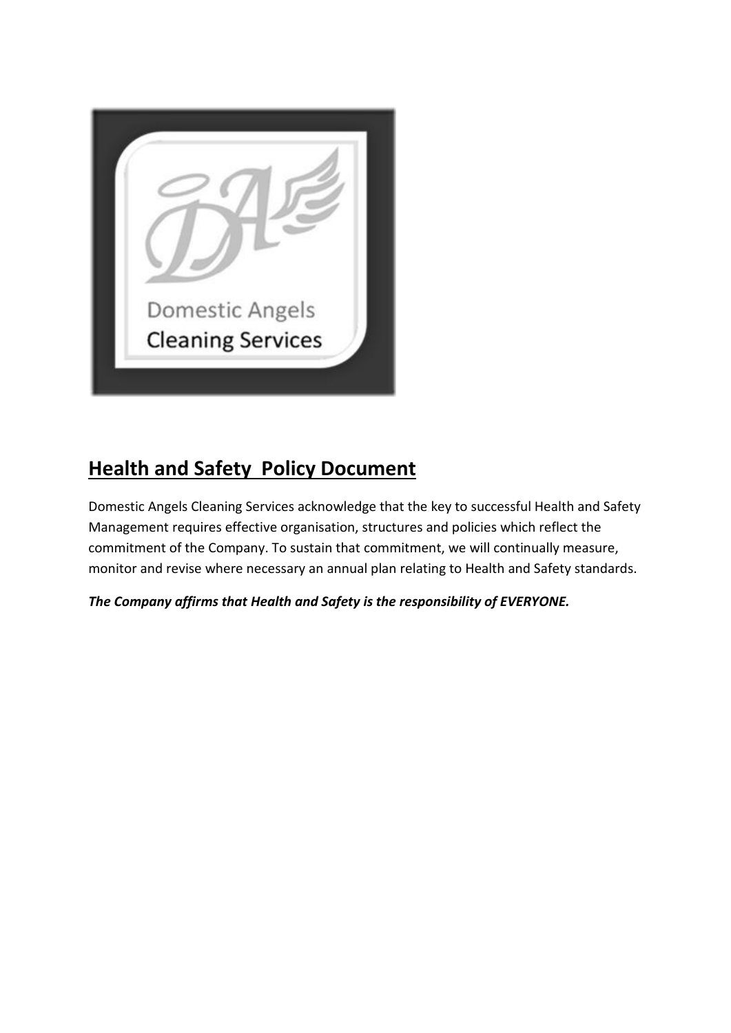## Health and Safety Policy Document

Domestic Angels Cleaning Services acknowledge that the key to successful Health and Safety Management requires effective organisation, structures and policies which reflect the commitment of the Company. To sustain that commitment, we will continually measure, monitor and revise where necessary an annual plan relating to Health and Safety standards.

***The Company affirms that Health and Safety is the responsibility of EVERYONE.***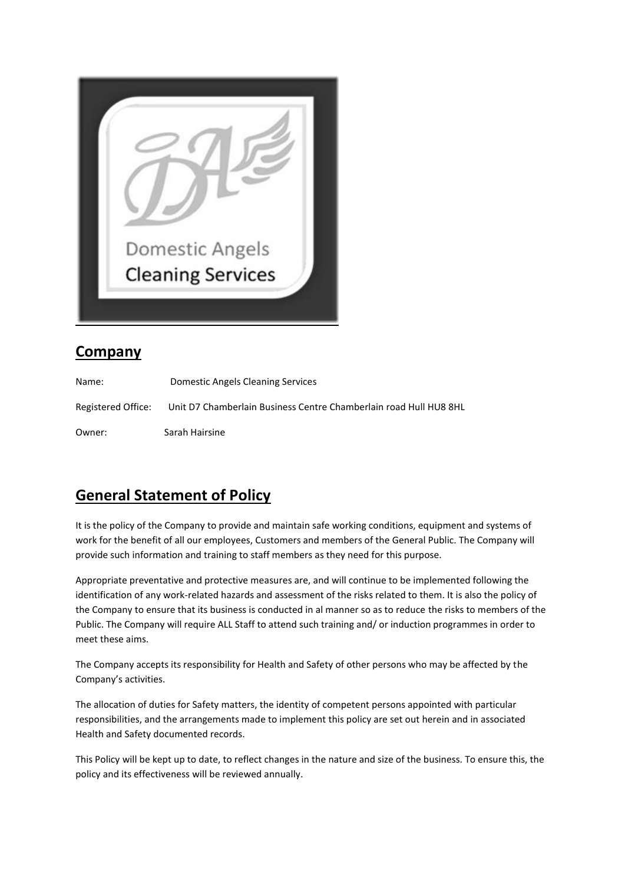## Company

Name: Domestic Angels Cleaning Services

Registered Office: Unit D7 Chamberlain Business Centre Chamberlain road Hull HU8 8HL

Owner: Sarah Hairsine

## General Statement of Policy

It is the policy of the Company to provide and maintain safe working conditions, equipment and systems of work for the benefit of all our employees, Customers and members of the General Public. The Company will provide such information and training to staff members as they need for this purpose.

Appropriate preventative and protective measures are, and will continue to be implemented following the identification of any work-related hazards and assessment of the risks related to them. It is also the policy of the Company to ensure that its business is conducted in al manner so as to reduce the risks to members of the Public. The Company will require ALL Staff to attend such training and/ or induction programmes in order to meet these aims.

The Company accepts its responsibility for Health and Safety of other persons who may be affected by the Company's activities.

The allocation of duties for Safety matters, the identity of competent persons appointed with particular responsibilities, and the arrangements made to implement this policy are set out herein and in associated Health and Safety documented records.

This Policy will be kept up to date, to reflect changes in the nature and size of the business. To ensure this, the policy and its effectiveness will be reviewed annually.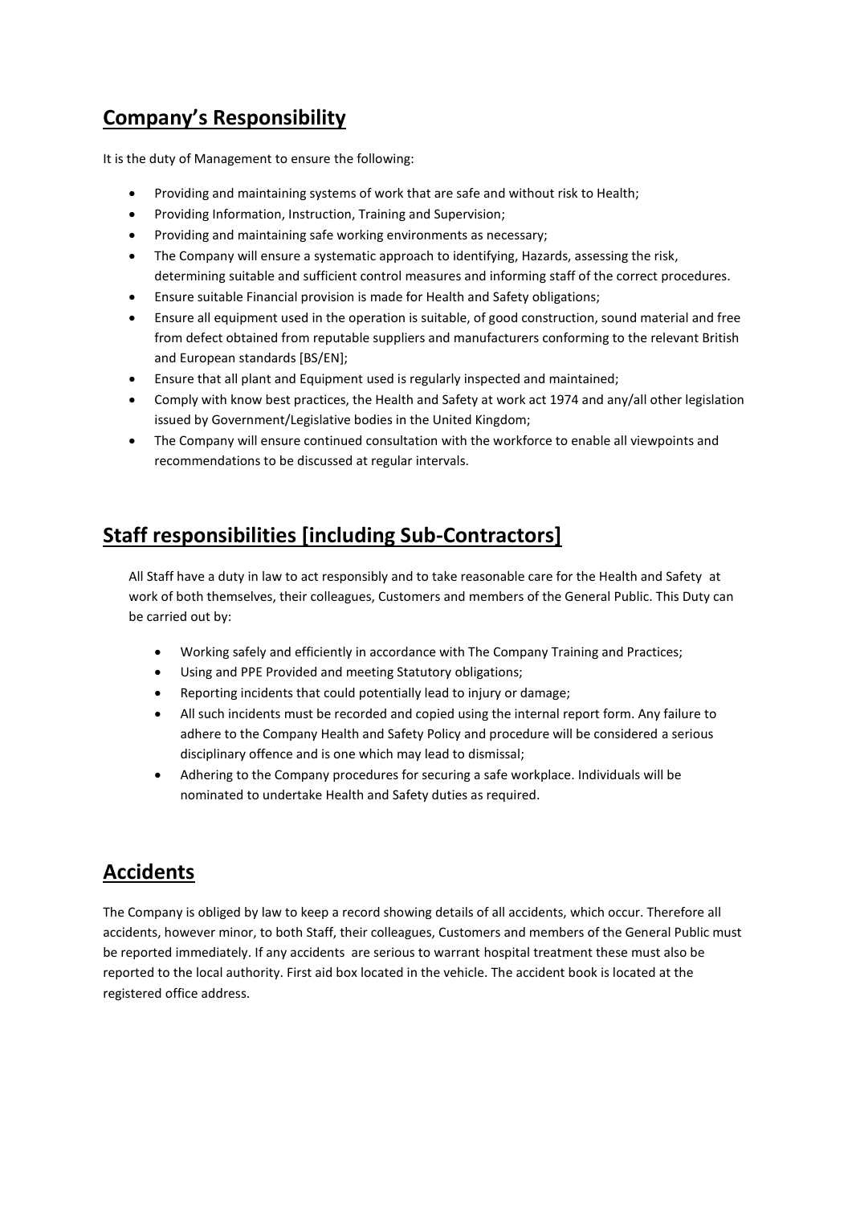## Company's Responsibility

It is the duty of Management to ensure the following:

- Providing and maintaining systems of work that are safe and without risk to Health;
- Providing Information, Instruction, Training and Supervision;
- Providing and maintaining safe working environments as necessary;
- The Company will ensure a systematic approach to identifying, Hazards, assessing the risk, determining suitable and sufficient control measures and informing staff of the correct procedures.
- Ensure suitable Financial provision is made for Health and Safety obligations;
- Ensure all equipment used in the operation is suitable, of good construction, sound material and free from defect obtained from reputable suppliers and manufacturers conforming to the relevant British and European standards [BS/EN];
- Ensure that all plant and Equipment used is regularly inspected and maintained;
- Comply with know best practices, the Health and Safety at work act 1974 and any/all other legislation issued by Government/Legislative bodies in the United Kingdom;
- The Company will ensure continued consultation with the workforce to enable all viewpoints and recommendations to be discussed at regular intervals.

## Staff responsibilities [including Sub-Contractors]

All Staff have a duty in law to act responsibly and to take reasonable care for the Health and Safety at work of both themselves, their colleagues, Customers and members of the General Public. This Duty can be carried out by:

- Working safely and efficiently in accordance with The Company Training and Practices;
- Using and PPE Provided and meeting Statutory obligations;
- Reporting incidents that could potentially lead to injury or damage;
- All such incidents must be recorded and copied using the internal report form. Any failure to adhere to the Company Health and Safety Policy and procedure will be considered a serious disciplinary offence and is one which may lead to dismissal;
- Adhering to the Company procedures for securing a safe workplace. Individuals will be nominated to undertake Health and Safety duties as required.

## Accidents

The Company is obliged by law to keep a record showing details of all accidents, which occur. Therefore all accidents, however minor, to both Staff, their colleagues, Customers and members of the General Public must be reported immediately. If any accidents are serious to warrant hospital treatment these must also be reported to the local authority. First aid box located in the vehicle. The accident book is located at the registered office address.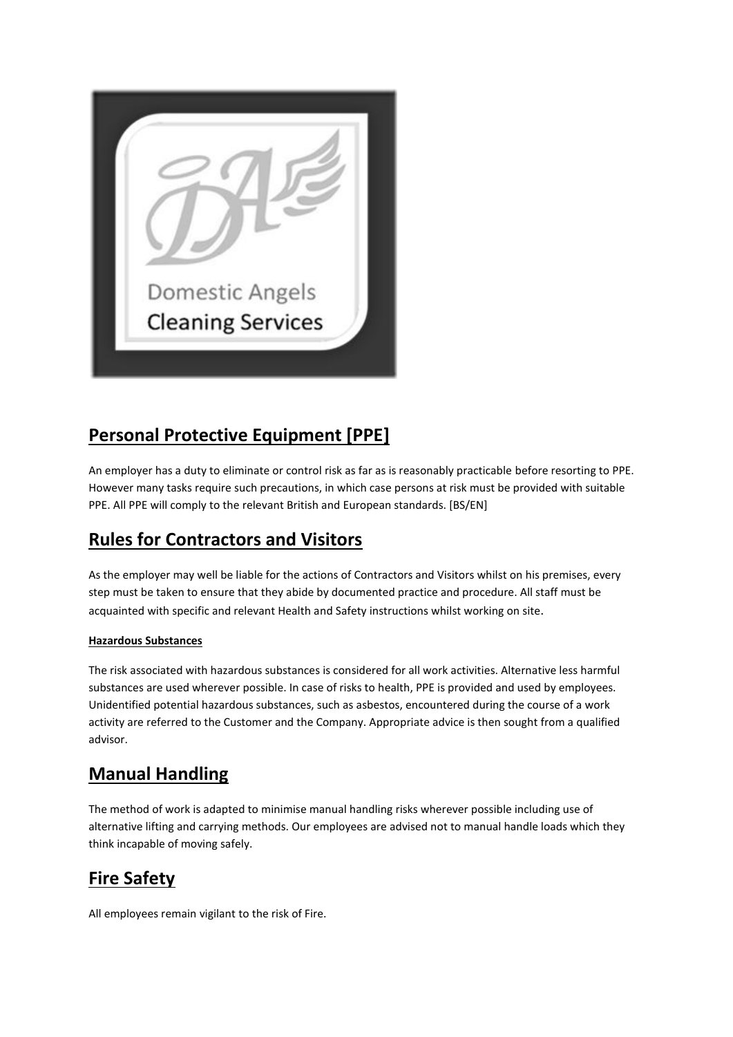## Personal Protective Equipment [PPE]

An employer has a duty to eliminate or control risk as far as is reasonably practicable before resorting to PPE. However many tasks require such precautions, in which case persons at risk must be provided with suitable PPE. All PPE will comply to the relevant British and European standards. [BS/EN]

## Rules for Contractors and Visitors

As the employer may well be liable for the actions of Contractors and Visitors whilst on his premises, every step must be taken to ensure that they abide by documented practice and procedure. All staff must be acquainted with specific and relevant Health and Safety instructions whilst working on site.

#### Hazardous Substances

The risk associated with hazardous substances is considered for all work activities. Alternative less harmful substances are used wherever possible. In case of risks to health, PPE is provided and used by employees. Unidentified potential hazardous substances, such as asbestos, encountered during the course of a work activity are referred to the Customer and the Company. Appropriate advice is then sought from a qualified advisor.

## Manual Handling

The method of work is adapted to minimise manual handling risks wherever possible including use of alternative lifting and carrying methods. Our employees are advised not to manual handle loads which they think incapable of moving safely.

## Fire Safety

All employees remain vigilant to the risk of Fire.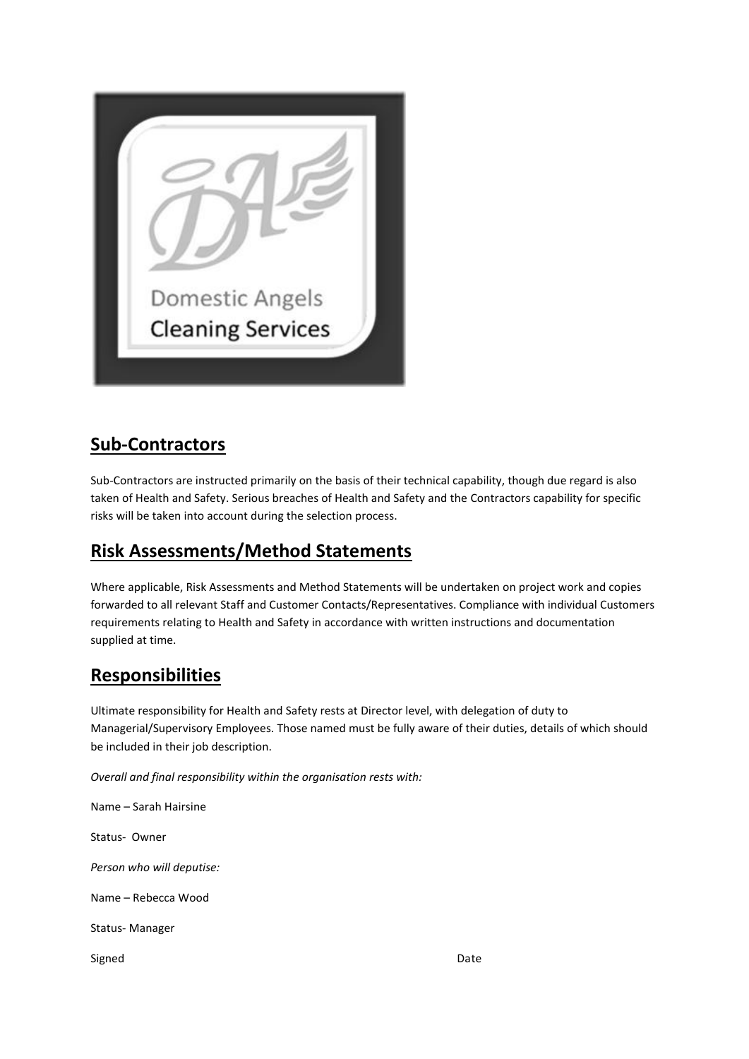## Sub-Contractors

Sub-Contractors are instructed primarily on the basis of their technical capability, though due regard is also taken of Health and Safety. Serious breaches of Health and Safety and the Contractors capability for specific risks will be taken into account during the selection process.

## Risk Assessments/Method Statements

Where applicable, Risk Assessments and Method Statements will be undertaken on project work and copies forwarded to all relevant Staff and Customer Contacts/Representatives. Compliance with individual Customers requirements relating to Health and Safety in accordance with written instructions and documentation supplied at time.

## Responsibilities

Ultimate responsibility for Health and Safety rests at Director level, with delegation of duty to Managerial/Supervisory Employees. Those named must be fully aware of their duties, details of which should be included in their job description.

*Overall and final responsibility within the organisation rests with:*

Name – Sarah Hairsine

Status- Owner

*Person who will deputise:*

Name – Rebecca Wood

Status- Manager

Signed Date